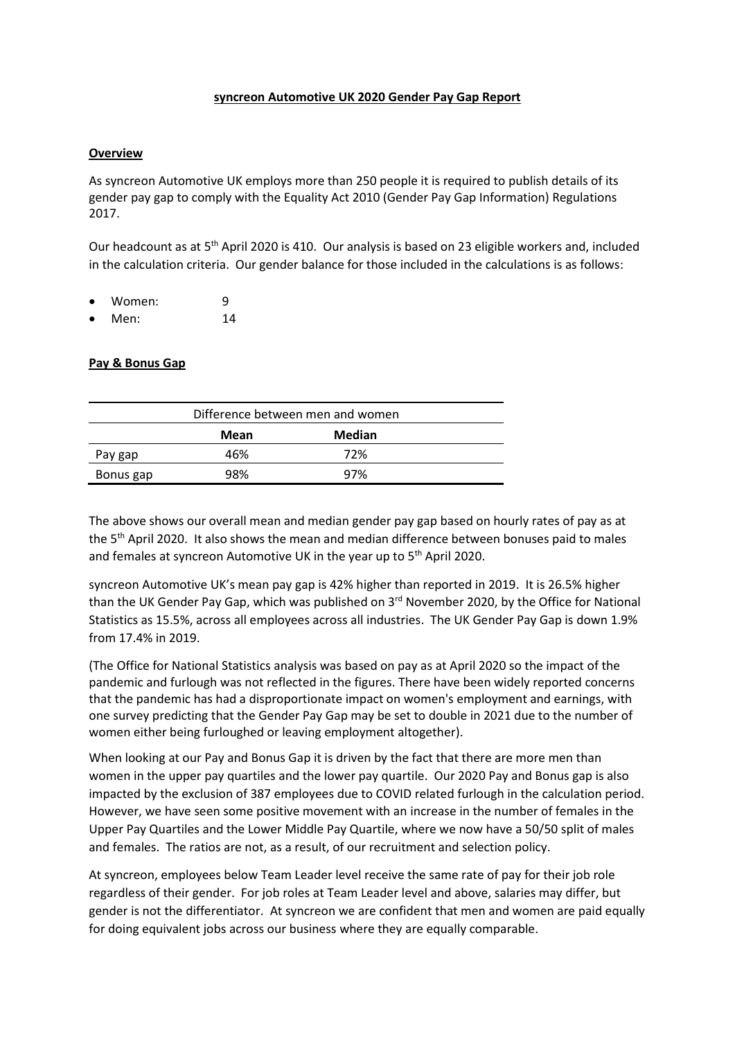# syncreon Automotive UK 2020 Gender Pay Gap Report

## Overview

As syncreon Automotive UK employs more than 250 people it is required to publish details of its gender pay gap to comply with the Equality Act 2010 (Gender Pay Gap Information) Regulations 2017.

Our headcount as at 5th April 2020 is 410. Our analysis is based on 23 eligible workers and, included in the calculation criteria. Our gender balance for those included in the calculations is as follows:

- Women: 9
- Men: 14

## Pay & Bonus Gap

| Difference between men and women | | |
|---|---|---|
| | **Mean** | **Median** |
| Pay gap | 46% | 72% |
| Bonus gap | 98% | 97% |

The above shows our overall mean and median gender pay gap based on hourly rates of pay as at the 5th April 2020. It also shows the mean and median difference between bonuses paid to males and females at syncreon Automotive UK in the year up to 5th April 2020.

syncreon Automotive UK's mean pay gap is 42% higher than reported in 2019. It is 26.5% higher than the UK Gender Pay Gap, which was published on 3rd November 2020, by the Office for National Statistics as 15.5%, across all employees across all industries. The UK Gender Pay Gap is down 1.9% from 17.4% in 2019.

(The Office for National Statistics analysis was based on pay as at April 2020 so the impact of the pandemic and furlough was not reflected in the figures. There have been widely reported concerns that the pandemic has had a disproportionate impact on women's employment and earnings, with one survey predicting that the Gender Pay Gap may be set to double in 2021 due to the number of women either being furloughed or leaving employment altogether).

When looking at our Pay and Bonus Gap it is driven by the fact that there are more men than women in the upper pay quartiles and the lower pay quartile. Our 2020 Pay and Bonus gap is also impacted by the exclusion of 387 employees due to COVID related furlough in the calculation period. However, we have seen some positive movement with an increase in the number of females in the Upper Pay Quartiles and the Lower Middle Pay Quartile, where we now have a 50/50 split of males and females. The ratios are not, as a result, of our recruitment and selection policy.

At syncreon, employees below Team Leader level receive the same rate of pay for their job role regardless of their gender. For job roles at Team Leader level and above, salaries may differ, but gender is not the differentiator. At syncreon we are confident that men and women are paid equally for doing equivalent jobs across our business where they are equally comparable.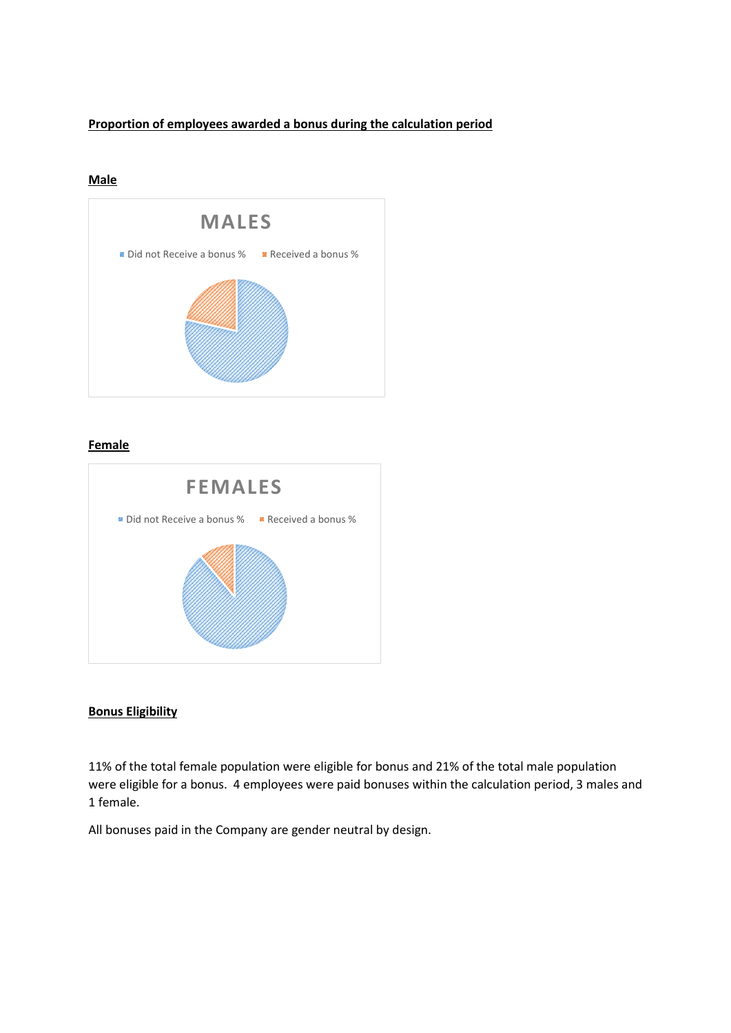**Proportion of employees awarded a bonus during the calculation period**

**Male**

MALES

Did not Receive a bonus % Received a bonus %

**Female**

FEMALES

Did not Receive a bonus % Received a bonus %

**Bonus Eligibility**

11% of the total female population were eligible for bonus and 21% of the total male population were eligible for a bonus. 4 employees were paid bonuses within the calculation period, 3 males and 1 female.

All bonuses paid in the Company are gender neutral by design.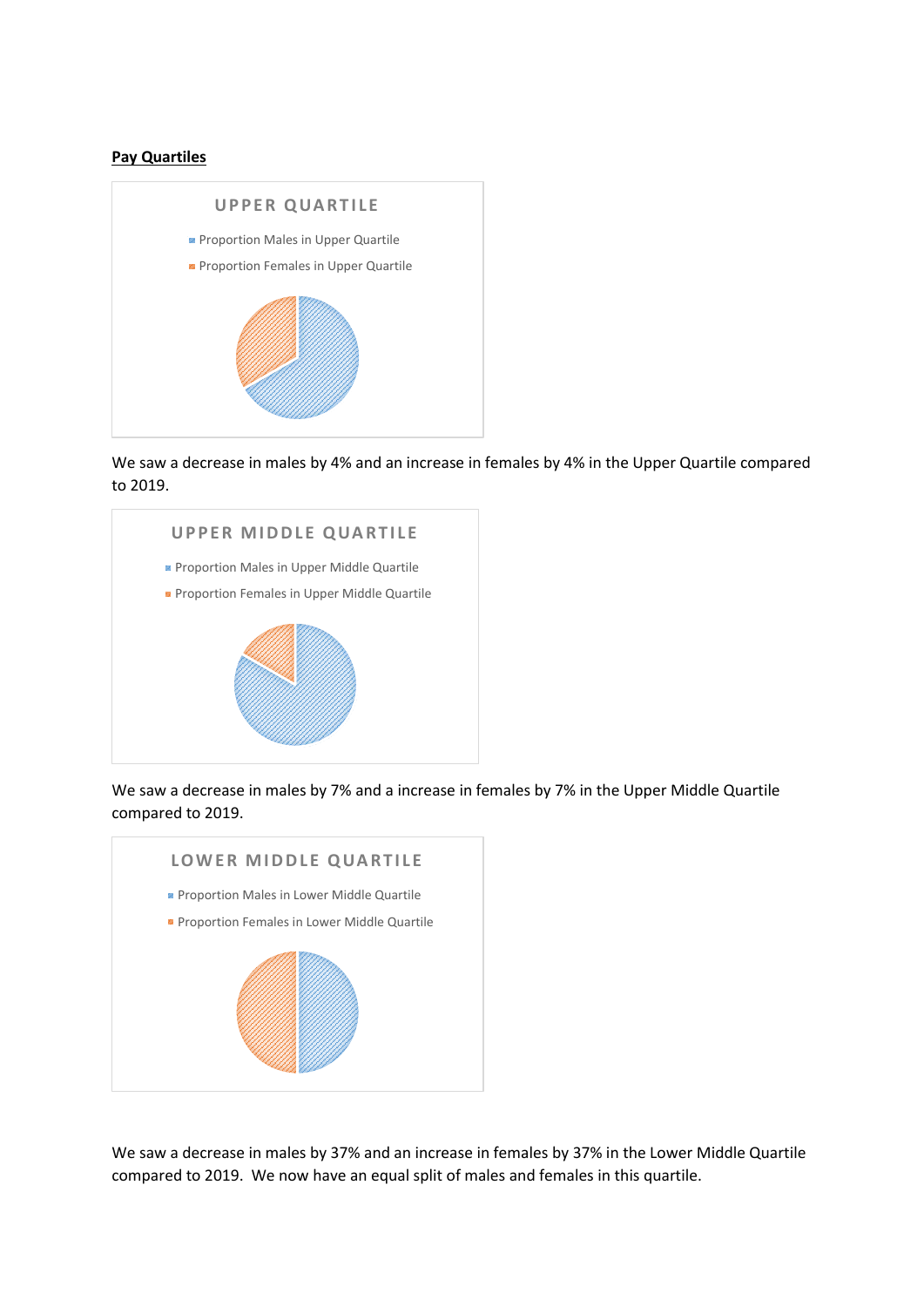**Pay Quartiles**

UPPER QUARTILE

- Proportion Males in Upper Quartile
- Proportion Females in Upper Quartile

We saw a decrease in males by 4% and an increase in females by 4% in the Upper Quartile compared to 2019.

UPPER MIDDLE QUARTILE

- Proportion Males in Upper Middle Quartile
- Proportion Females in Upper Middle Quartile

We saw a decrease in males by 7% and a increase in females by 7% in the Upper Middle Quartile compared to 2019.

LOWER MIDDLE QUARTILE

- Proportion Males in Lower Middle Quartile
- Proportion Females in Lower Middle Quartile

We saw a decrease in males by 37% and an increase in females by 37% in the Lower Middle Quartile compared to 2019. We now have an equal split of males and females in this quartile.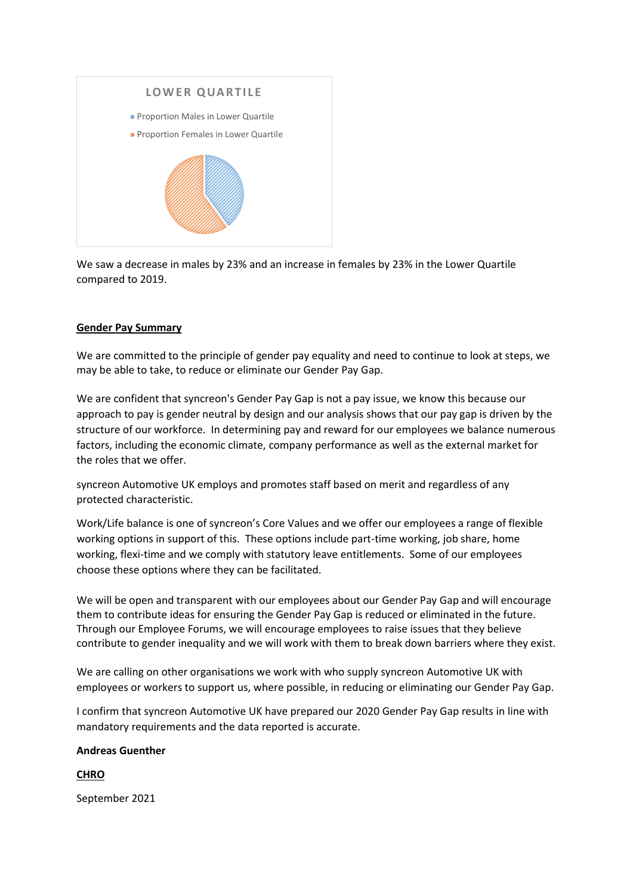LOWER QUARTILE

Proportion Males in Lower Quartile

Proportion Females in Lower Quartile

We saw a decrease in males by 23% and an increase in females by 23% in the Lower Quartile compared to 2019.

**Gender Pay Summary**

We are committed to the principle of gender pay equality and need to continue to look at steps, we may be able to take, to reduce or eliminate our Gender Pay Gap.

We are confident that syncreon's Gender Pay Gap is not a pay issue, we know this because our approach to pay is gender neutral by design and our analysis shows that our pay gap is driven by the structure of our workforce. In determining pay and reward for our employees we balance numerous factors, including the economic climate, company performance as well as the external market for the roles that we offer.

syncreon Automotive UK employs and promotes staff based on merit and regardless of any protected characteristic.

Work/Life balance is one of syncreon's Core Values and we offer our employees a range of flexible working options in support of this. These options include part-time working, job share, home working, flexi-time and we comply with statutory leave entitlements. Some of our employees choose these options where they can be facilitated.

We will be open and transparent with our employees about our Gender Pay Gap and will encourage them to contribute ideas for ensuring the Gender Pay Gap is reduced or eliminated in the future. Through our Employee Forums, we will encourage employees to raise issues that they believe contribute to gender inequality and we will work with them to break down barriers where they exist.

We are calling on other organisations we work with who supply syncreon Automotive UK with employees or workers to support us, where possible, in reducing or eliminating our Gender Pay Gap.

I confirm that syncreon Automotive UK have prepared our 2020 Gender Pay Gap results in line with mandatory requirements and the data reported is accurate.

**Andreas Guenther**

**CHRO**

September 2021